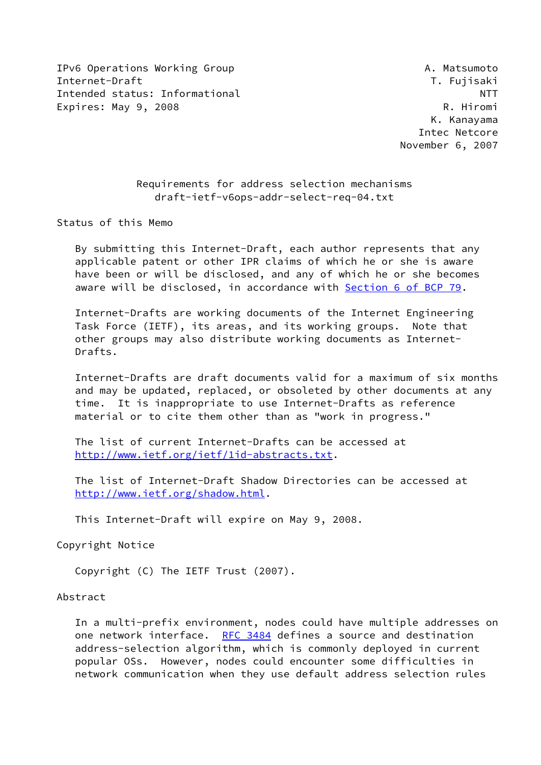IPv6 Operations Working Group A. Matsumoto
Internet-Draft T. Fujisaki
Intended status: Informational NTT
Expires: May 9, 2008 R. Hiromi
K. Kanayama
Intec Netcore
November 6, 2007

# Requirements for address selection mechanisms
## draft-ietf-v6ops-addr-select-req-04.txt

Status of this Memo

By submitting this Internet-Draft, each author represents that any applicable patent or other IPR claims of which he or she is aware have been or will be disclosed, and any of which he or she becomes aware will be disclosed, in accordance with Section 6 of BCP 79.

Internet-Drafts are working documents of the Internet Engineering Task Force (IETF), its areas, and its working groups. Note that other groups may also distribute working documents as Internet-Drafts.

Internet-Drafts are draft documents valid for a maximum of six months and may be updated, replaced, or obsoleted by other documents at any time. It is inappropriate to use Internet-Drafts as reference material or to cite them other than as "work in progress."

The list of current Internet-Drafts can be accessed at http://www.ietf.org/ietf/1id-abstracts.txt.

The list of Internet-Draft Shadow Directories can be accessed at http://www.ietf.org/shadow.html.

This Internet-Draft will expire on May 9, 2008.

Copyright Notice

Copyright (C) The IETF Trust (2007).

Abstract

In a multi-prefix environment, nodes could have multiple addresses on one network interface. RFC 3484 defines a source and destination address-selection algorithm, which is commonly deployed in current popular OSs. However, nodes could encounter some difficulties in network communication when they use default address selection rules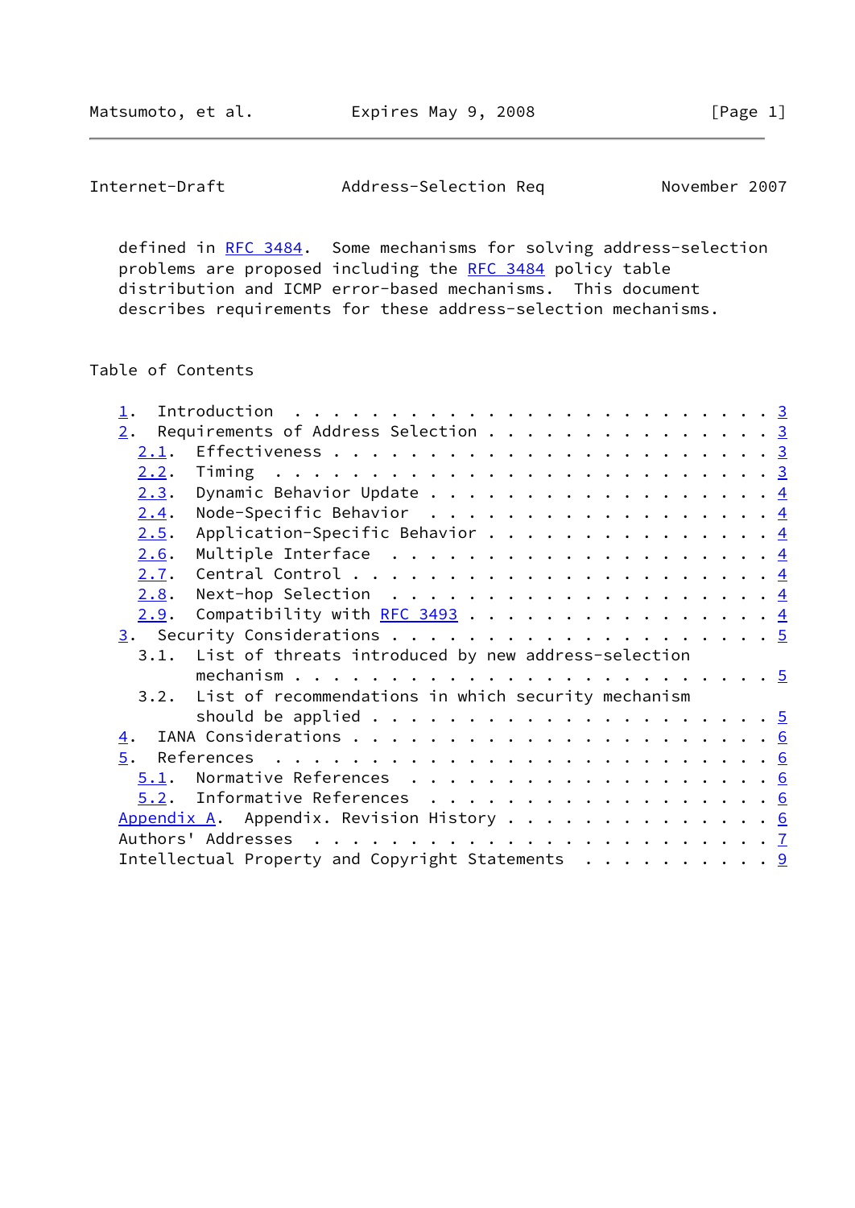defined in RFC 3484. Some mechanisms for solving address-selection problems are proposed including the RFC 3484 policy table distribution and ICMP error-based mechanisms. This document describes requirements for these address-selection mechanisms.

## Table of Contents

1. Introduction . . . . . . . . . . . . . . . . . . . . . . . . . 3
2. Requirements of Address Selection . . . . . . . . . . . . . . . 3
   - 2.1. Effectiveness . . . . . . . . . . . . . . . . . . . . . . 3
   - 2.2. Timing . . . . . . . . . . . . . . . . . . . . . . . . . 3
   - 2.3. Dynamic Behavior Update . . . . . . . . . . . . . . . . . 4
   - 2.4. Node-Specific Behavior . . . . . . . . . . . . . . . . . 4
   - 2.5. Application-Specific Behavior . . . . . . . . . . . . . . 4
   - 2.6. Multiple Interface . . . . . . . . . . . . . . . . . . . 4
   - 2.7. Central Control . . . . . . . . . . . . . . . . . . . . . 4
   - 2.8. Next-hop Selection . . . . . . . . . . . . . . . . . . . 4
   - 2.9. Compatibility with RFC 3493 . . . . . . . . . . . . . . . 4
3. Security Considerations . . . . . . . . . . . . . . . . . . . . 5
   - 3.1. List of threats introduced by new address-selection mechanism . . . . . . . . . . . . . . . . . . . . . . . . . 5
   - 3.2. List of recommendations in which security mechanism should be applied . . . . . . . . . . . . . . . . . . . . 5
4. IANA Considerations . . . . . . . . . . . . . . . . . . . . . . 6
5. References . . . . . . . . . . . . . . . . . . . . . . . . . . 6
   - 5.1. Normative References . . . . . . . . . . . . . . . . . . 6
   - 5.2. Informative References . . . . . . . . . . . . . . . . . 6

Appendix A. Appendix. Revision History . . . . . . . . . . . . . . 6

Authors' Addresses . . . . . . . . . . . . . . . . . . . . . . . . 7

Intellectual Property and Copyright Statements . . . . . . . . . . 9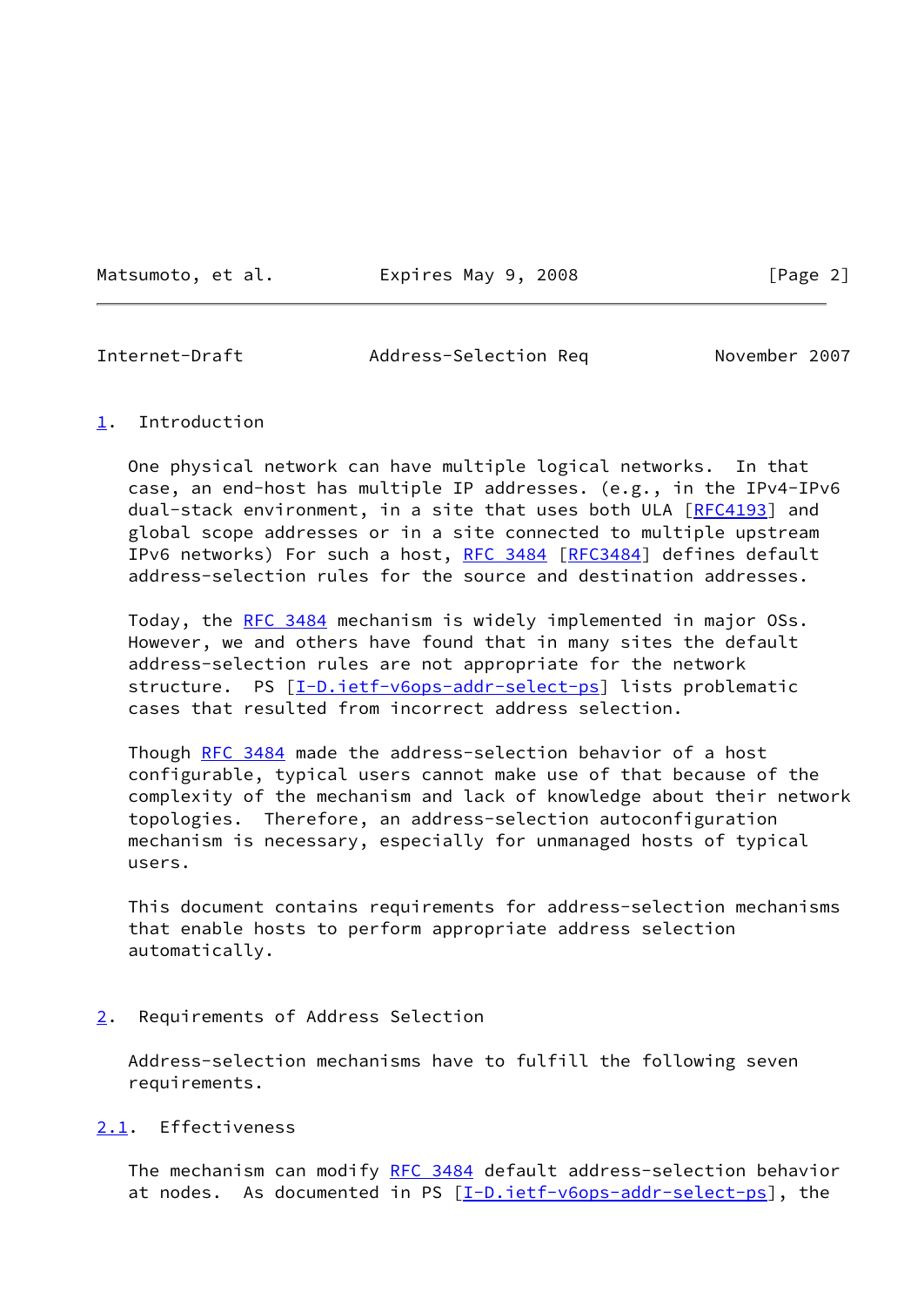## 1. Introduction

One physical network can have multiple logical networks. In that case, an end-host has multiple IP addresses. (e.g., in the IPv4-IPv6 dual-stack environment, in a site that uses both ULA [RFC4193] and global scope addresses or in a site connected to multiple upstream IPv6 networks) For such a host, RFC 3484 [RFC3484] defines default address-selection rules for the source and destination addresses.

Today, the RFC 3484 mechanism is widely implemented in major OSs. However, we and others have found that in many sites the default address-selection rules are not appropriate for the network structure. PS [I-D.ietf-v6ops-addr-select-ps] lists problematic cases that resulted from incorrect address selection.

Though RFC 3484 made the address-selection behavior of a host configurable, typical users cannot make use of that because of the complexity of the mechanism and lack of knowledge about their network topologies. Therefore, an address-selection autoconfiguration mechanism is necessary, especially for unmanaged hosts of typical users.

This document contains requirements for address-selection mechanisms that enable hosts to perform appropriate address selection automatically.

## 2. Requirements of Address Selection

Address-selection mechanisms have to fulfill the following seven requirements.

### 2.1. Effectiveness

The mechanism can modify RFC 3484 default address-selection behavior at nodes. As documented in PS [I-D.ietf-v6ops-addr-select-ps], the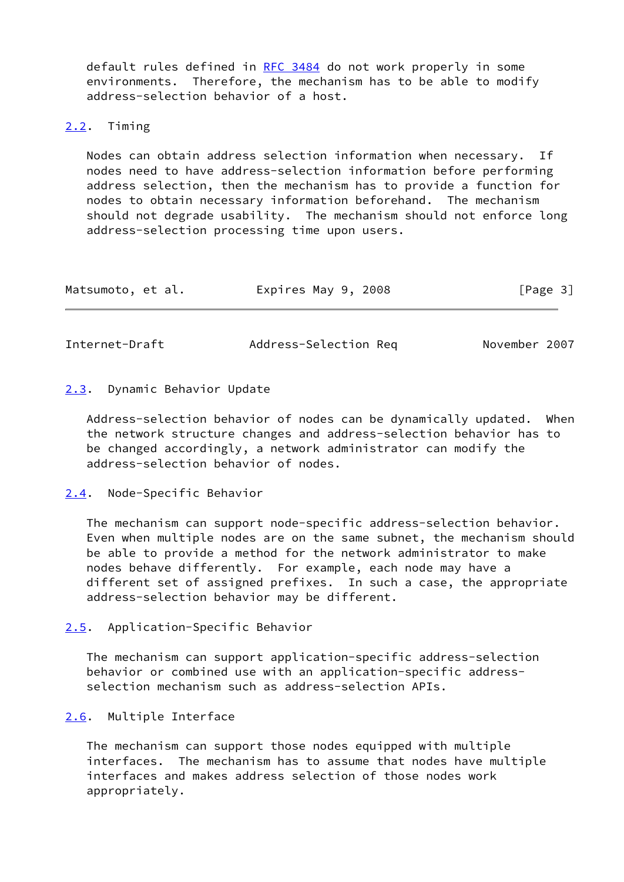default rules defined in RFC 3484 do not work properly in some environments. Therefore, the mechanism has to be able to modify address-selection behavior of a host.

### 2.2. Timing

Nodes can obtain address selection information when necessary. If nodes need to have address-selection information before performing address selection, then the mechanism has to provide a function for nodes to obtain necessary information beforehand. The mechanism should not degrade usability. The mechanism should not enforce long address-selection processing time upon users.

### 2.3. Dynamic Behavior Update

Address-selection behavior of nodes can be dynamically updated. When the network structure changes and address-selection behavior has to be changed accordingly, a network administrator can modify the address-selection behavior of nodes.

### 2.4. Node-Specific Behavior

The mechanism can support node-specific address-selection behavior. Even when multiple nodes are on the same subnet, the mechanism should be able to provide a method for the network administrator to make nodes behave differently. For example, each node may have a different set of assigned prefixes. In such a case, the appropriate address-selection behavior may be different.

### 2.5. Application-Specific Behavior

The mechanism can support application-specific address-selection behavior or combined use with an application-specific address-selection mechanism such as address-selection APIs.

### 2.6. Multiple Interface

The mechanism can support those nodes equipped with multiple interfaces. The mechanism has to assume that nodes have multiple interfaces and makes address selection of those nodes work appropriately.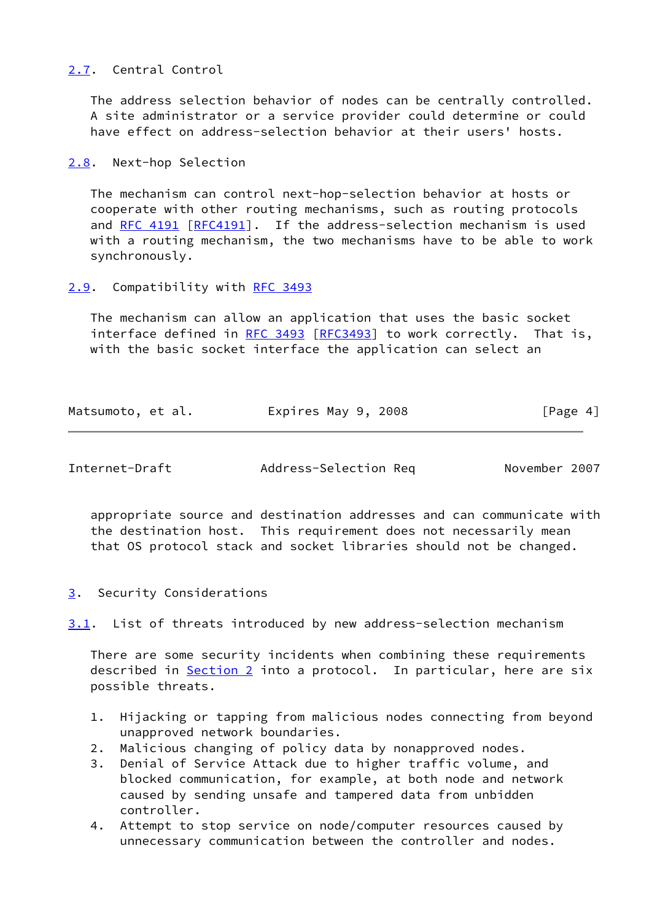### 2.7. Central Control

The address selection behavior of nodes can be centrally controlled. A site administrator or a service provider could determine or could have effect on address-selection behavior at their users' hosts.

### 2.8. Next-hop Selection

The mechanism can control next-hop-selection behavior at hosts or cooperate with other routing mechanisms, such as routing protocols and RFC 4191 [RFC4191]. If the address-selection mechanism is used with a routing mechanism, the two mechanisms have to be able to work synchronously.

### 2.9. Compatibility with RFC 3493

The mechanism can allow an application that uses the basic socket interface defined in RFC 3493 [RFC3493] to work correctly. That is, with the basic socket interface the application can select an appropriate source and destination addresses and can communicate with the destination host. This requirement does not necessarily mean that OS protocol stack and socket libraries should not be changed.

## 3. Security Considerations

### 3.1. List of threats introduced by new address-selection mechanism

There are some security incidents when combining these requirements described in Section 2 into a protocol. In particular, here are six possible threats.

1. Hijacking or tapping from malicious nodes connecting from beyond unapproved network boundaries.
2. Malicious changing of policy data by nonapproved nodes.
3. Denial of Service Attack due to higher traffic volume, and blocked communication, for example, at both node and network caused by sending unsafe and tampered data from unbidden controller.
4. Attempt to stop service on node/computer resources caused by unnecessary communication between the controller and nodes.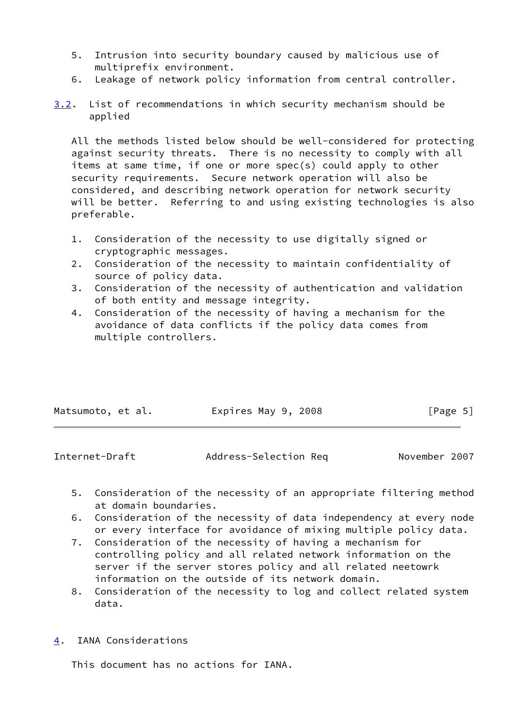5. Intrusion into security boundary caused by malicious use of multiprefix environment.
6. Leakage of network policy information from central controller.

### 3.2. List of recommendations in which security mechanism should be applied

All the methods listed below should be well-considered for protecting against security threats. There is no necessity to comply with all items at same time, if one or more spec(s) could apply to other security requirements. Secure network operation will also be considered, and describing network operation for network security will be better. Referring to and using existing technologies is also preferable.

1. Consideration of the necessity to use digitally signed or cryptographic messages.
2. Consideration of the necessity to maintain confidentiality of source of policy data.
3. Consideration of the necessity of authentication and validation of both entity and message integrity.
4. Consideration of the necessity of having a mechanism for the avoidance of data conflicts if the policy data comes from multiple controllers.
5. Consideration of the necessity of an appropriate filtering method at domain boundaries.
6. Consideration of the necessity of data independency at every node or every interface for avoidance of mixing multiple policy data.
7. Consideration of the necessity of having a mechanism for controlling policy and all related network information on the server if the server stores policy and all related neetowrk information on the outside of its network domain.
8. Consideration of the necessity to log and collect related system data.

## 4. IANA Considerations

This document has no actions for IANA.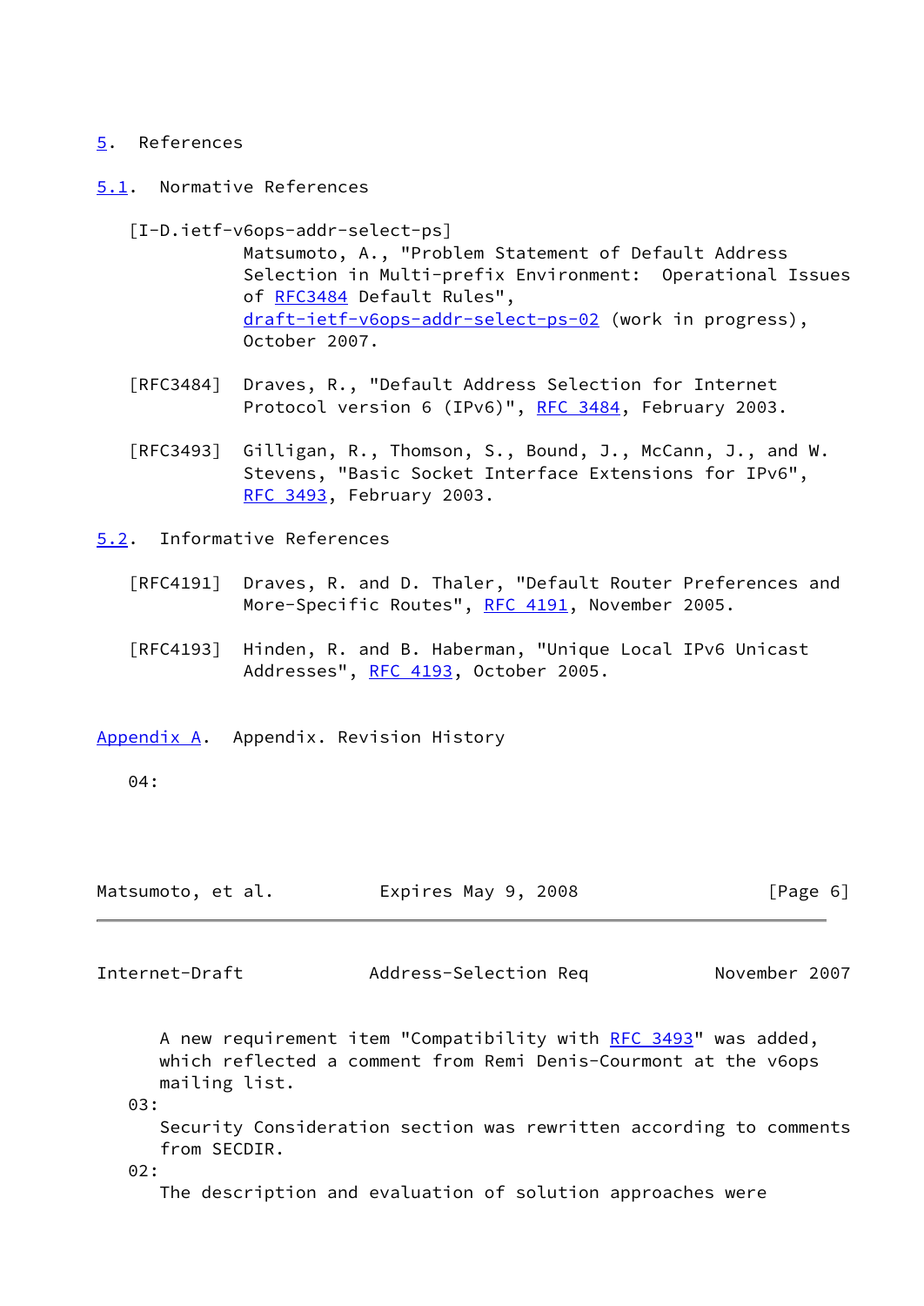## 5. References

### 5.1. Normative References

[I-D.ietf-v6ops-addr-select-ps]
Matsumoto, A., "Problem Statement of Default Address Selection in Multi-prefix Environment: Operational Issues of RFC3484 Default Rules", draft-ietf-v6ops-addr-select-ps-02 (work in progress), October 2007.

[RFC3484] Draves, R., "Default Address Selection for Internet Protocol version 6 (IPv6)", RFC 3484, February 2003.

[RFC3493] Gilligan, R., Thomson, S., Bound, J., McCann, J., and W. Stevens, "Basic Socket Interface Extensions for IPv6", RFC 3493, February 2003.

### 5.2. Informative References

[RFC4191] Draves, R. and D. Thaler, "Default Router Preferences and More-Specific Routes", RFC 4191, November 2005.

[RFC4193] Hinden, R. and B. Haberman, "Unique Local IPv6 Unicast Addresses", RFC 4193, October 2005.

## Appendix A. Appendix. Revision History

04:
A new requirement item "Compatibility with RFC 3493" was added, which reflected a comment from Remi Denis-Courmont at the v6ops mailing list.

03:
Security Consideration section was rewritten according to comments from SECDIR.

02:
The description and evaluation of solution approaches were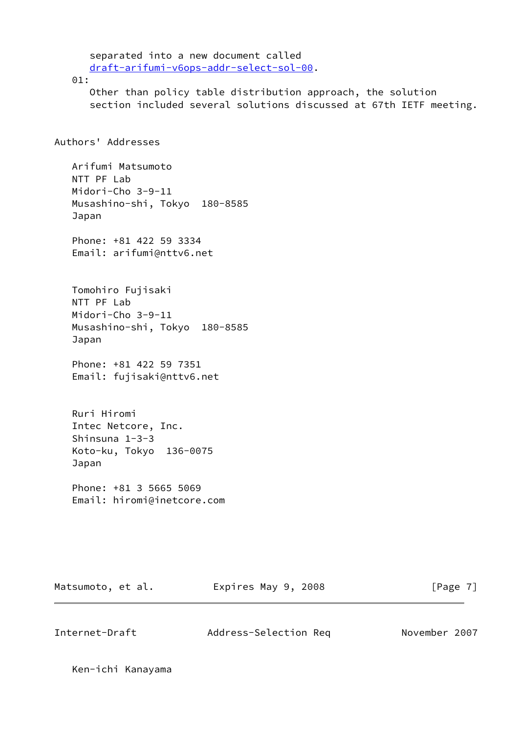separated into a new document called
draft-arifumi-v6ops-addr-select-sol-00.

01:

Other than policy table distribution approach, the solution section included several solutions discussed at 67th IETF meeting.

## Authors' Addresses

Arifumi Matsumoto
NTT PF Lab
Midori-Cho 3-9-11
Musashino-shi, Tokyo  180-8585
Japan

Phone: +81 422 59 3334
Email: arifumi@nttv6.net

Tomohiro Fujisaki
NTT PF Lab
Midori-Cho 3-9-11
Musashino-shi, Tokyo  180-8585
Japan

Phone: +81 422 59 7351
Email: fujisaki@nttv6.net

Ruri Hiromi
Intec Netcore, Inc.
Shinsuna 1-3-3
Koto-ku, Tokyo  136-0075
Japan

Phone: +81 3 5665 5069
Email: hiromi@inetcore.com

Ken-ichi Kanayama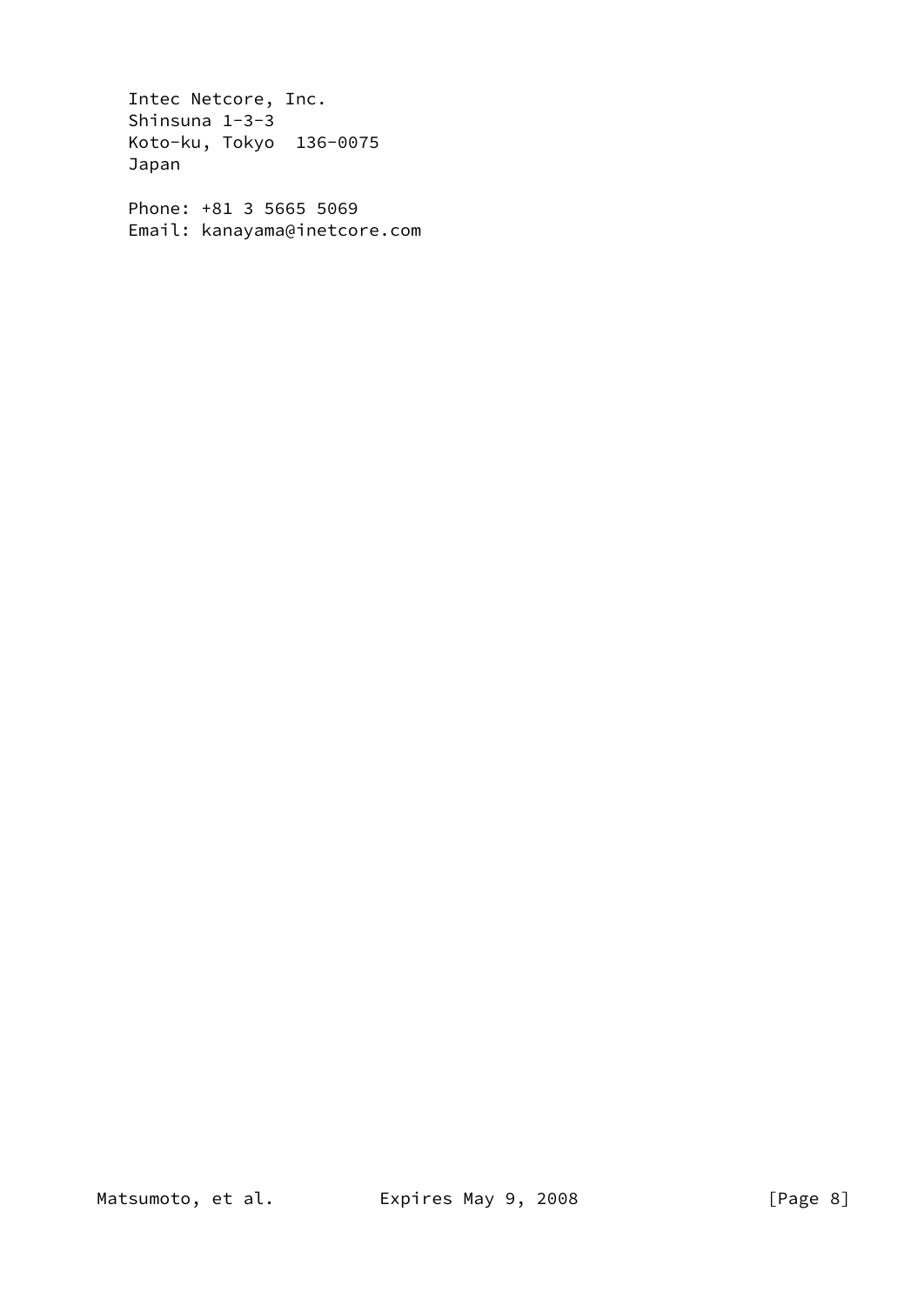Intec Netcore, Inc.
Shinsuna 1-3-3
Koto-ku, Tokyo  136-0075
Japan

Phone: +81 3 5665 5069
Email: kanayama@inetcore.com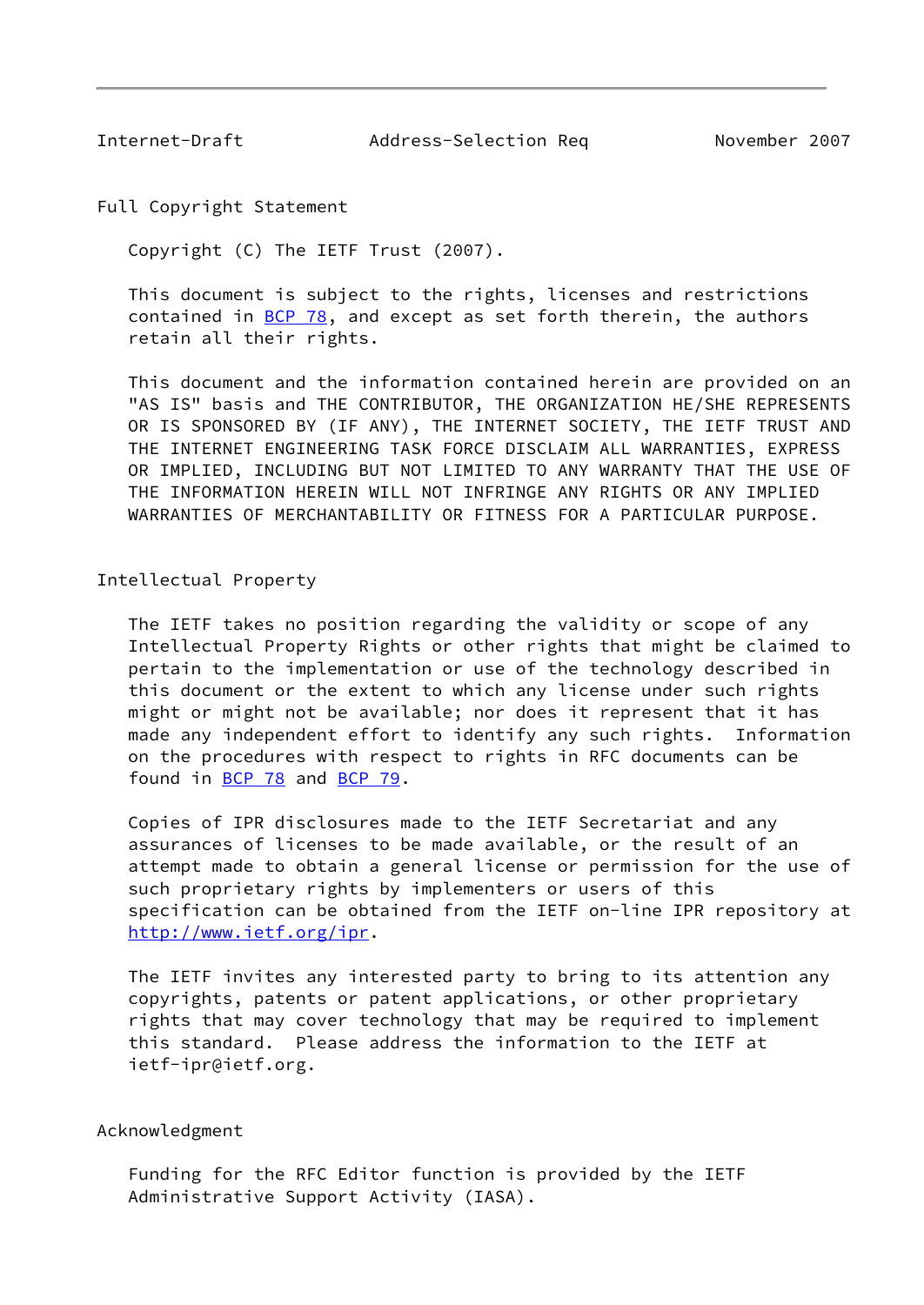## Full Copyright Statement

Copyright (C) The IETF Trust (2007).

This document is subject to the rights, licenses and restrictions contained in BCP 78, and except as set forth therein, the authors retain all their rights.

This document and the information contained herein are provided on an "AS IS" basis and THE CONTRIBUTOR, THE ORGANIZATION HE/SHE REPRESENTS OR IS SPONSORED BY (IF ANY), THE INTERNET SOCIETY, THE IETF TRUST AND THE INTERNET ENGINEERING TASK FORCE DISCLAIM ALL WARRANTIES, EXPRESS OR IMPLIED, INCLUDING BUT NOT LIMITED TO ANY WARRANTY THAT THE USE OF THE INFORMATION HEREIN WILL NOT INFRINGE ANY RIGHTS OR ANY IMPLIED WARRANTIES OF MERCHANTABILITY OR FITNESS FOR A PARTICULAR PURPOSE.

## Intellectual Property

The IETF takes no position regarding the validity or scope of any Intellectual Property Rights or other rights that might be claimed to pertain to the implementation or use of the technology described in this document or the extent to which any license under such rights might or might not be available; nor does it represent that it has made any independent effort to identify any such rights. Information on the procedures with respect to rights in RFC documents can be found in BCP 78 and BCP 79.

Copies of IPR disclosures made to the IETF Secretariat and any assurances of licenses to be made available, or the result of an attempt made to obtain a general license or permission for the use of such proprietary rights by implementers or users of this specification can be obtained from the IETF on-line IPR repository at http://www.ietf.org/ipr.

The IETF invites any interested party to bring to its attention any copyrights, patents or patent applications, or other proprietary rights that may cover technology that may be required to implement this standard. Please address the information to the IETF at ietf-ipr@ietf.org.

## Acknowledgment

Funding for the RFC Editor function is provided by the IETF Administrative Support Activity (IASA).